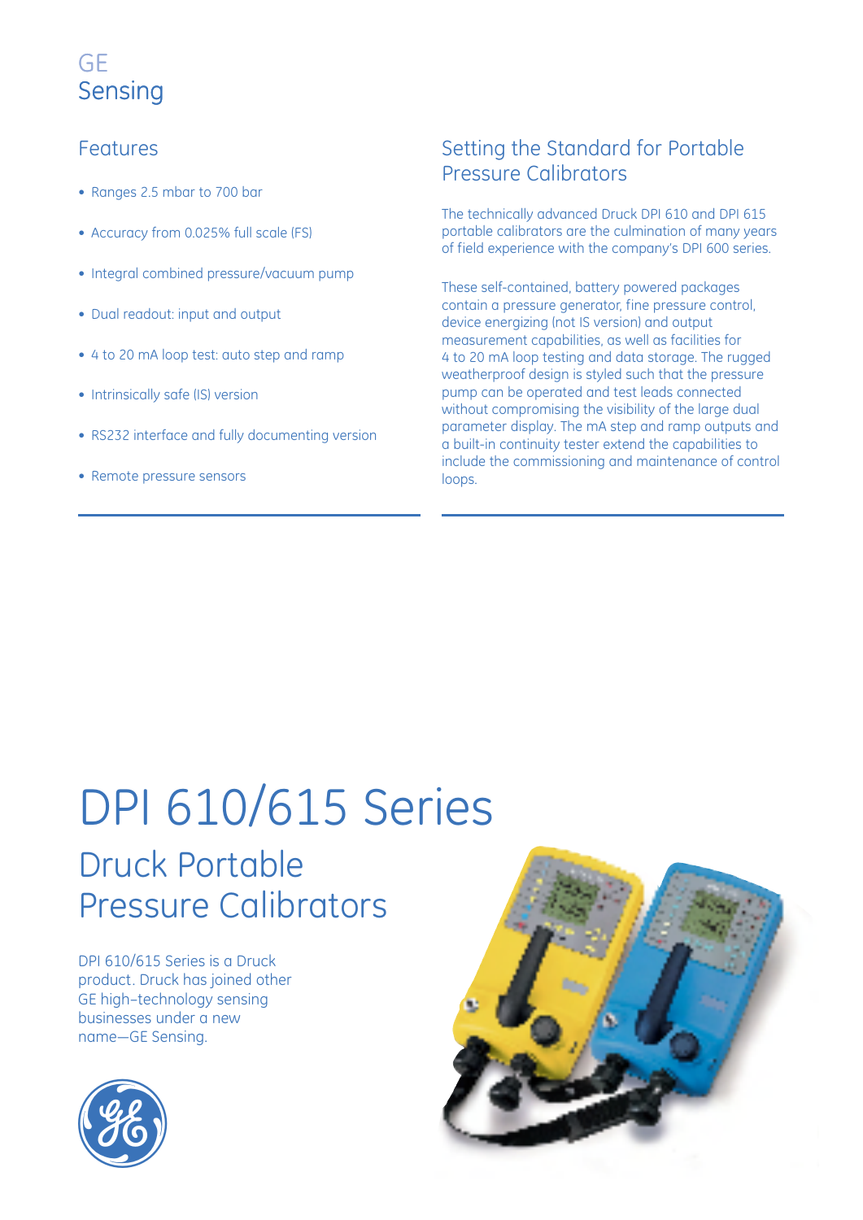GE
Sensing

## Features

- Ranges 2.5 mbar to 700 bar
- Accuracy from 0.025% full scale (FS)
- Integral combined pressure/vacuum pump
- Dual readout: input and output
- 4 to 20 mA loop test: auto step and ramp
- Intrinsically safe (IS) version
- RS232 interface and fully documenting version
- Remote pressure sensors

## Setting the Standard for Portable Pressure Calibrators

The technically advanced Druck DPI 610 and DPI 615 portable calibrators are the culmination of many years of field experience with the company's DPI 600 series.

These self-contained, battery powered packages contain a pressure generator, fine pressure control, device energizing (not IS version) and output measurement capabilities, as well as facilities for 4 to 20 mA loop testing and data storage. The rugged weatherproof design is styled such that the pressure pump can be operated and test leads connected without compromising the visibility of the large dual parameter display. The mA step and ramp outputs and a built-in continuity tester extend the capabilities to include the commissioning and maintenance of control loops.

# DPI 610/615 Series

## Druck Portable Pressure Calibrators

DPI 610/615 Series is a Druck product. Druck has joined other GE high-technology sensing businesses under a new name—GE Sensing.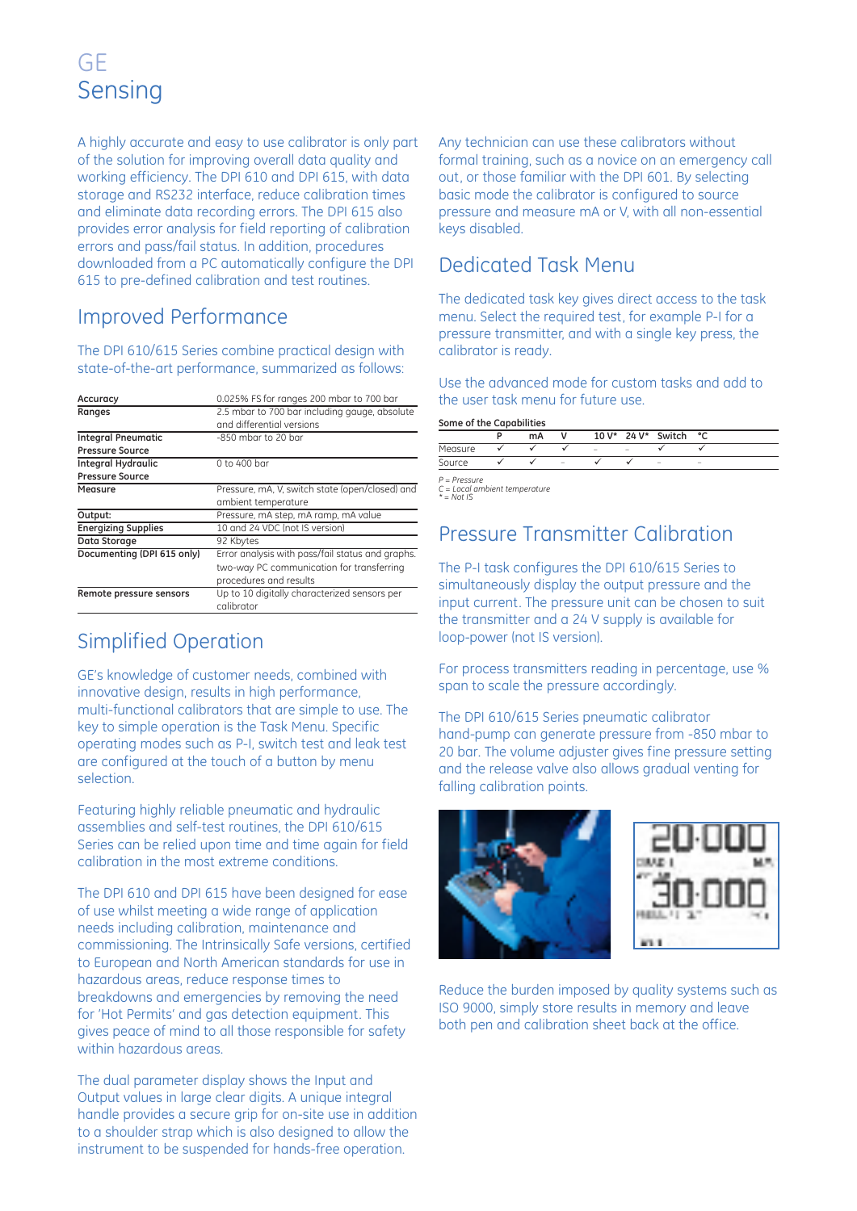# GE
# Sensing

A highly accurate and easy to use calibrator is only part of the solution for improving overall data quality and working efficiency. The DPI 610 and DPI 615, with data storage and RS232 interface, reduce calibration times and eliminate data recording errors. The DPI 615 also provides error analysis for field reporting of calibration errors and pass/fail status. In addition, procedures downloaded from a PC automatically configure the DPI 615 to pre-defined calibration and test routines.

## Improved Performance

The DPI 610/615 Series combine practical design with state-of-the-art performance, summarized as follows:

| | |
|---|---|
| **Accuracy** | 0.025% FS for ranges 200 mbar to 700 bar |
| **Ranges** | 2.5 mbar to 700 bar including gauge, absolute and differential versions |
| **Integral Pneumatic Pressure Source** | -850 mbar to 20 bar |
| **Integral Hydraulic Pressure Source** | 0 to 400 bar |
| **Measure** | Pressure, mA, V, switch state (open/closed) and ambient temperature |
| **Output:** | Pressure, mA step, mA ramp, mA value |
| **Energizing Supplies** | 10 and 24 VDC (not IS version) |
| **Data Storage** | 92 Kbytes |
| **Documenting (DPI 615 only)** | Error analysis with pass/fail status and graphs. two-way PC communication for transferring procedures and results |
| **Remote pressure sensors** | Up to 10 digitally characterized sensors per calibrator |

## Simplified Operation

GE's knowledge of customer needs, combined with innovative design, results in high performance, multi-functional calibrators that are simple to use. The key to simple operation is the Task Menu. Specific operating modes such as P-I, switch test and leak test are configured at the touch of a button by menu selection.

Featuring highly reliable pneumatic and hydraulic assemblies and self-test routines, the DPI 610/615 Series can be relied upon time and time again for field calibration in the most extreme conditions.

The DPI 610 and DPI 615 have been designed for ease of use whilst meeting a wide range of application needs including calibration, maintenance and commissioning. The Intrinsically Safe versions, certified to European and North American standards for use in hazardous areas, reduce response times to breakdowns and emergencies by removing the need for 'Hot Permits' and gas detection equipment. This gives peace of mind to all those responsible for safety within hazardous areas.

The dual parameter display shows the Input and Output values in large clear digits. A unique integral handle provides a secure grip for on-site use in addition to a shoulder strap which is also designed to allow the instrument to be suspended for hands-free operation.

Any technician can use these calibrators without formal training, such as a novice on an emergency call out, or those familiar with the DPI 601. By selecting basic mode the calibrator is configured to source pressure and measure mA or V, with all non-essential keys disabled.

## Dedicated Task Menu

The dedicated task key gives direct access to the task menu. Select the required test, for example P-I for a pressure transmitter, and with a single key press, the calibrator is ready.

Use the advanced mode for custom tasks and add to the user task menu for future use.

**Some of the Capabilities**

| | P | mA | V | 10 V* | 24 V* | Switch | °C |
|---|---|---|---|---|---|---|---|
| Measure | ✓ | ✓ | ✓ | – | – | ✓ | ✓ |
| Source | ✓ | ✓ | – | ✓ | ✓ | – | – |

*P = Pressure*
*C = Local ambient temperature*
*\* = Not IS*

## Pressure Transmitter Calibration

The P-I task configures the DPI 610/615 Series to simultaneously display the output pressure and the input current. The pressure unit can be chosen to suit the transmitter and a 24 V supply is available for loop-power (not IS version).

For process transmitters reading in percentage, use % span to scale the pressure accordingly.

The DPI 610/615 Series pneumatic calibrator hand-pump can generate pressure from -850 mbar to 20 bar. The volume adjuster gives fine pressure setting and the release valve also allows gradual venting for falling calibration points.

Reduce the burden imposed by quality systems such as ISO 9000, simply store results in memory and leave both pen and calibration sheet back at the office.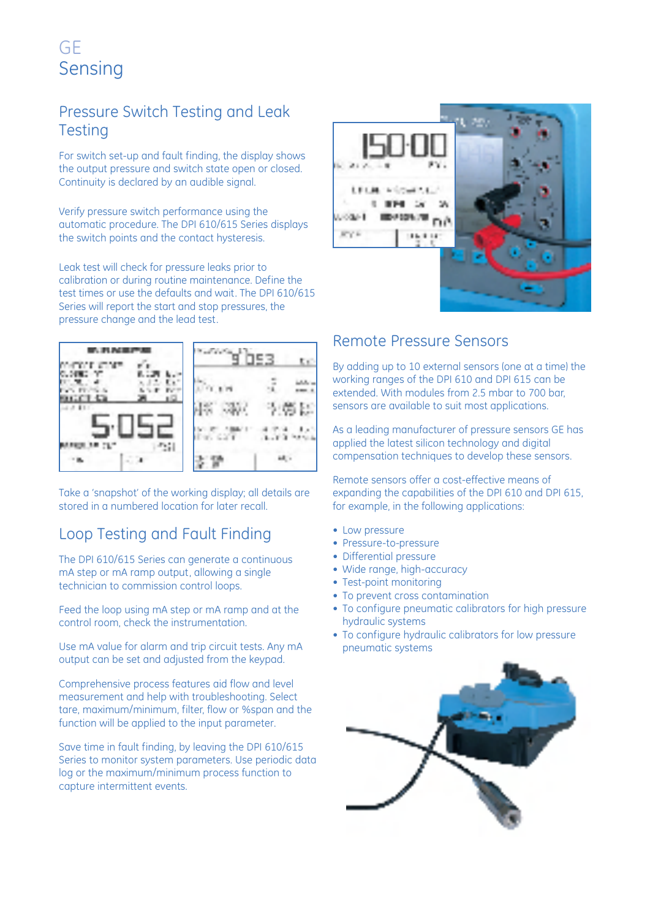# GE Sensing

## Pressure Switch Testing and Leak Testing

For switch set-up and fault finding, the display shows the output pressure and switch state open or closed. Continuity is declared by an audible signal.

Verify pressure switch performance using the automatic procedure. The DPI 610/615 Series displays the switch points and the contact hysteresis.

Leak test will check for pressure leaks prior to calibration or during routine maintenance. Define the test times or use the defaults and wait. The DPI 610/615 Series will report the start and stop pressures, the pressure change and the lead test.

Take a 'snapshot' of the working display; all details are stored in a numbered location for later recall.

## Loop Testing and Fault Finding

The DPI 610/615 Series can generate a continuous mA step or mA ramp output, allowing a single technician to commission control loops.

Feed the loop using mA step or mA ramp and at the control room, check the instrumentation.

Use mA value for alarm and trip circuit tests. Any mA output can be set and adjusted from the keypad.

Comprehensive process features aid flow and level measurement and help with troubleshooting. Select tare, maximum/minimum, filter, flow or %span and the function will be applied to the input parameter.

Save time in fault finding, by leaving the DPI 610/615 Series to monitor system parameters. Use periodic data log or the maximum/minimum process function to capture intermittent events.

## Remote Pressure Sensors

By adding up to 10 external sensors (one at a time) the working ranges of the DPI 610 and DPI 615 can be extended. With modules from 2.5 mbar to 700 bar, sensors are available to suit most applications.

As a leading manufacturer of pressure sensors GE has applied the latest silicon technology and digital compensation techniques to develop these sensors.

Remote sensors offer a cost-effective means of expanding the capabilities of the DPI 610 and DPI 615, for example, in the following applications:

- Low pressure
- Pressure-to-pressure
- Differential pressure
- Wide range, high-accuracy
- Test-point monitoring
- To prevent cross contamination
- To configure pneumatic calibrators for high pressure hydraulic systems
- To configure hydraulic calibrators for low pressure pneumatic systems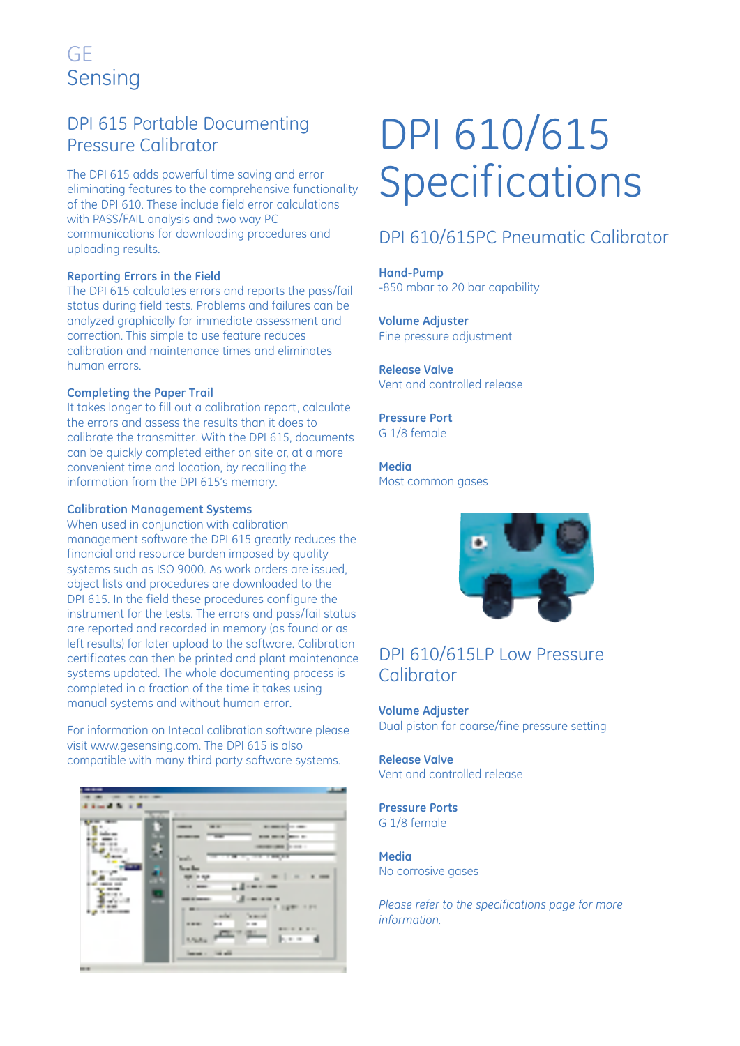GE
Sensing

## DPI 615 Portable Documenting Pressure Calibrator

The DPI 615 adds powerful time saving and error eliminating features to the comprehensive functionality of the DPI 610. These include field error calculations with PASS/FAIL analysis and two way PC communications for downloading procedures and uploading results.

### Reporting Errors in the Field

The DPI 615 calculates errors and reports the pass/fail status during field tests. Problems and failures can be analyzed graphically for immediate assessment and correction. This simple to use feature reduces calibration and maintenance times and eliminates human errors.

### Completing the Paper Trail

It takes longer to fill out a calibration report, calculate the errors and assess the results than it does to calibrate the transmitter. With the DPI 615, documents can be quickly completed either on site or, at a more convenient time and location, by recalling the information from the DPI 615's memory.

### Calibration Management Systems

When used in conjunction with calibration management software the DPI 615 greatly reduces the financial and resource burden imposed by quality systems such as ISO 9000. As work orders are issued, object lists and procedures are downloaded to the DPI 615. In the field these procedures configure the instrument for the tests. The errors and pass/fail status are reported and recorded in memory (as found or as left results) for later upload to the software. Calibration certificates can then be printed and plant maintenance systems updated. The whole documenting process is completed in a fraction of the time it takes using manual systems and without human error.

For information on Intecal calibration software please visit www.gesensing.com. The DPI 615 is also compatible with many third party software systems.

# DPI 610/615 Specifications

## DPI 610/615PC Pneumatic Calibrator

**Hand-Pump**
-850 mbar to 20 bar capability

**Volume Adjuster**
Fine pressure adjustment

**Release Valve**
Vent and controlled release

**Pressure Port**
G 1/8 female

**Media**
Most common gases

## DPI 610/615LP Low Pressure Calibrator

**Volume Adjuster**
Dual piston for coarse/fine pressure setting

**Release Valve**
Vent and controlled release

**Pressure Ports**
G 1/8 female

**Media**
No corrosive gases

*Please refer to the specifications page for more information.*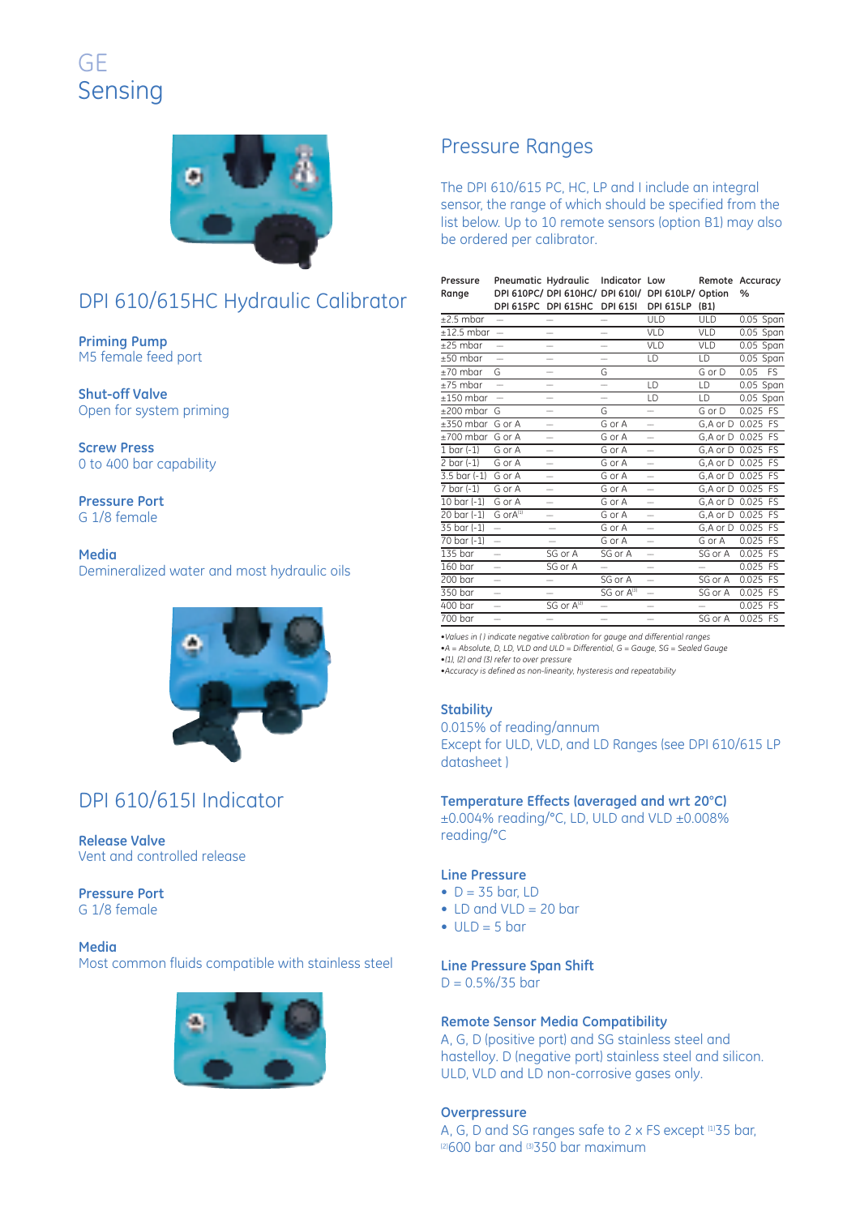GE
Sensing

## DPI 610/615HC Hydraulic Calibrator

**Priming Pump**
M5 female feed port

**Shut-off Valve**
Open for system priming

**Screw Press**
0 to 400 bar capability

**Pressure Port**
G 1/8 female

**Media**
Demineralized water and most hydraulic oils

## DPI 610/615I Indicator

**Release Valve**
Vent and controlled release

**Pressure Port**
G 1/8 female

**Media**
Most common fluids compatible with stainless steel

## Pressure Ranges

The DPI 610/615 PC, HC, LP and I include an integral sensor, the range of which should be specified from the list below. Up to 10 remote sensors (option B1) may also be ordered per calibrator.

| Pressure Range | Pneumatic DPI 610PC/ DPI 615PC | Hydraulic DPI 610HC/ DPI 615HC | Indicator DPI 610I/ DPI 615I | Low DPI 610LP/ DPI 615LP | Remote Option (B1) | Accuracy % |
|---|---|---|---|---|---|---|
| ±2.5 mbar | — | — | — | ULD | ULD | 0.05 Span |
| ±12.5 mbar | — | — | — | VLD | VLD | 0.05 Span |
| ±25 mbar | — | — | — | VLD | VLD | 0.05 Span |
| ±50 mbar | — | — | — | LD | LD | 0.05 Span |
| ±70 mbar | G | — | G | | G or D | 0.05 FS |
| ±75 mbar | — | — | — | LD | LD | 0.05 Span |
| ±150 mbar | — | — | — | LD | LD | 0.05 Span |
| ±200 mbar | G | — | G | — | G or D | 0.025 FS |
| ±350 mbar | G or A | — | G or A | — | G,A or D | 0.025 FS |
| ±700 mbar | G or A | — | G or A | — | G,A or D | 0.025 FS |
| 1 bar (-1) | G or A | — | G or A | — | G,A or D | 0.025 FS |
| 2 bar (-1) | G or A | — | G or A | — | G,A or D | 0.025 FS |
| 3.5 bar (-1) | G or A | — | G or A | — | G,A or D | 0.025 FS |
| 7 bar (-1) | G or A | — | G or A | — | G,A or D | 0.025 FS |
| 10 bar (-1) | G or A | — | G or A | — | G,A or D | 0.025 FS |
| 20 bar (-1) | G or A(1) | — | G or A | — | G,A or D | 0.025 FS |
| 35 bar (-1) | — | — | G or A | — | G,A or D | 0.025 FS |
| 70 bar (-1) | — | — | G or A | — | G or A | 0.025 FS |
| 135 bar | — | SG or A | SG or A | — | SG or A | 0.025 FS |
| 160 bar | — | SG or A | — | — | — | 0.025 FS |
| 200 bar | — | — | SG or A | — | SG or A | 0.025 FS |
| 350 bar | — | — | SG or A(3) | — | SG or A | 0.025 FS |
| 400 bar | — | SG or A(2) | — | — | — | 0.025 FS |
| 700 bar | — | — | — | — | SG or A | 0.025 FS |

- *Values in ( ) indicate negative calibration for gauge and differential ranges*
- *A = Absolute, D, LD, VLD and ULD = Differential, G = Gauge, SG = Sealed Gauge*
- *(1), (2) and (3) refer to over pressure*
- *Accuracy is defined as non-linearity, hysteresis and repeatability*

**Stability**
0.015% of reading/annum
Except for ULD, VLD, and LD Ranges (see DPI 610/615 LP datasheet )

**Temperature Effects (averaged and wrt 20°C)**
±0.004% reading/°C, LD, ULD and VLD ±0.008% reading/°C

**Line Pressure**
- D = 35 bar, LD
- LD and VLD = 20 bar
- ULD = 5 bar

**Line Pressure Span Shift**
D = 0.5%/35 bar

**Remote Sensor Media Compatibility**
A, G, D (positive port) and SG stainless steel and hastelloy. D (negative port) stainless steel and silicon. ULD, VLD and LD non-corrosive gases only.

**Overpressure**
A, G, D and SG ranges safe to 2 x FS except (1)35 bar, (2)600 bar and (3)350 bar maximum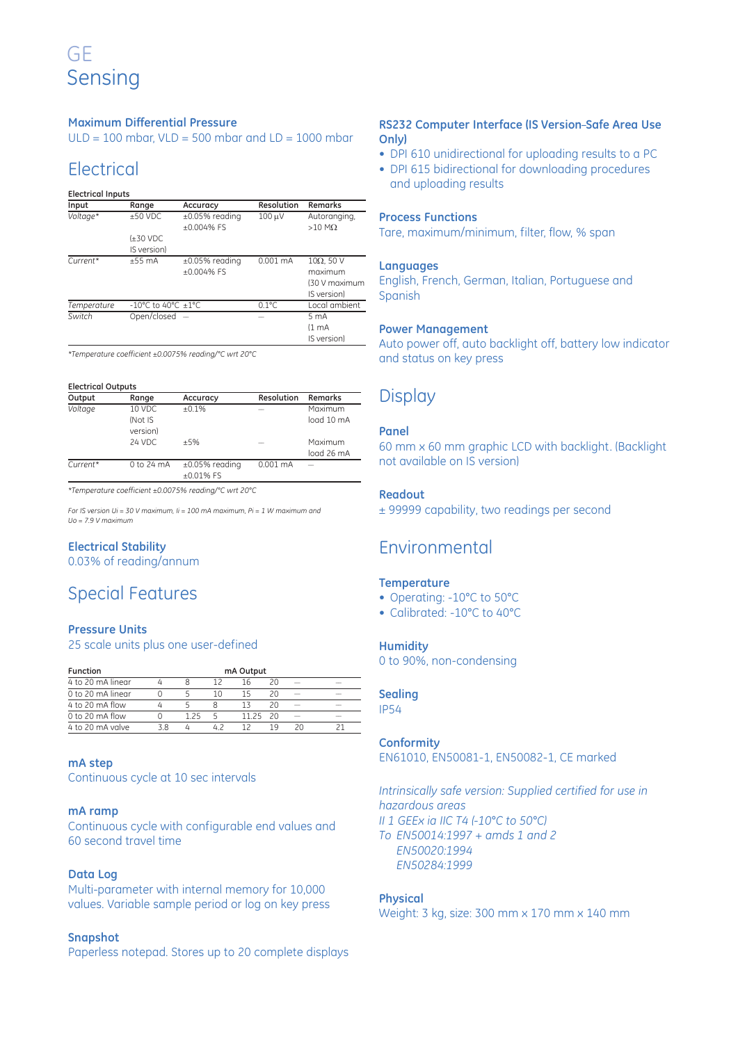# GE Sensing

### Maximum Differential Pressure

ULD = 100 mbar, VLD = 500 mbar and LD = 1000 mbar

## Electrical

**Electrical Inputs**

| Input | Range | Accuracy | Resolution | Remarks |
|---|---|---|---|---|
| *Voltage\** | ±50 VDC (±30 VDC IS version) | ±0.05% reading ±0.004% FS | 100 µV | Autoranging, >10 MΩ |
| *Current\** | ±55 mA | ±0.05% reading ±0.004% FS | 0.001 mA | 10Ω, 50 V maximum (30 V maximum IS version) |
| *Temperature* | -10°C to 40°C | ±1°C | 0.1°C | Local ambient |
| *Switch* | Open/closed | — | — | 5 mA (1 mA IS version) |

*\*Temperature coefficient ±0.0075% reading/°C wrt 20°C*

**Electrical Outputs**

| Output | Range | Accuracy | Resolution | Remarks |
|---|---|---|---|---|
| *Voltage* | 10 VDC (Not IS version) | ±0.1% | — | Maximum load 10 mA |
| | 24 VDC | ±5% | — | Maximum load 26 mA |
| *Current\** | 0 to 24 mA | ±0.05% reading ±0.01% FS | 0.001 mA | — |

*\*Temperature coefficient ±0.0075% reading/°C wrt 20°C*

*For IS version Ui = 30 V maximum, Ii = 100 mA maximum, Pi = 1 W maximum and Uo = 7.9 V maximum*

### Electrical Stability

0.03% of reading/annum

## Special Features

### Pressure Units

25 scale units plus one user-defined

| Function | mA Output | | | | | | |
|---|---|---|---|---|---|---|---|
| 4 to 20 mA linear | 4 | 8 | 12 | 16 | 20 | — | — |
| 0 to 20 mA linear | 0 | 5 | 10 | 15 | 20 | — | — |
| 4 to 20 mA flow | 4 | 5 | 8 | 13 | 20 | — | — |
| 0 to 20 mA flow | 0 | 1.25 | 5 | 11.25 | 20 | — | — |
| 4 to 20 mA valve | 3.8 | 4 | 4.2 | 12 | 19 | 20 | 21 |

### mA step

Continuous cycle at 10 sec intervals

### mA ramp

Continuous cycle with configurable end values and 60 second travel time

### Data Log

Multi-parameter with internal memory for 10,000 values. Variable sample period or log on key press

### Snapshot

Paperless notepad. Stores up to 20 complete displays

### RS232 Computer Interface (IS Version-Safe Area Use Only)

- DPI 610 unidirectional for uploading results to a PC
- DPI 615 bidirectional for downloading procedures and uploading results

### Process Functions

Tare, maximum/minimum, filter, flow, % span

### Languages

English, French, German, Italian, Portuguese and Spanish

### Power Management

Auto power off, auto backlight off, battery low indicator and status on key press

## Display

### Panel

60 mm x 60 mm graphic LCD with backlight. (Backlight not available on IS version)

### Readout

± 99999 capability, two readings per second

## Environmental

### Temperature

- Operating: -10°C to 50°C
- Calibrated: -10°C to 40°C

### Humidity

0 to 90%, non-condensing

### Sealing

IP54

### Conformity

EN61010, EN50081-1, EN50082-1, CE marked

*Intrinsically safe version: Supplied certified for use in hazardous areas*
*II 1 GEEx ia IIC T4 (-10°C to 50°C)*
*To EN50014:1997 + amds 1 and 2*
*EN50020:1994*
*EN50284:1999*

### Physical

Weight: 3 kg, size: 300 mm x 170 mm x 140 mm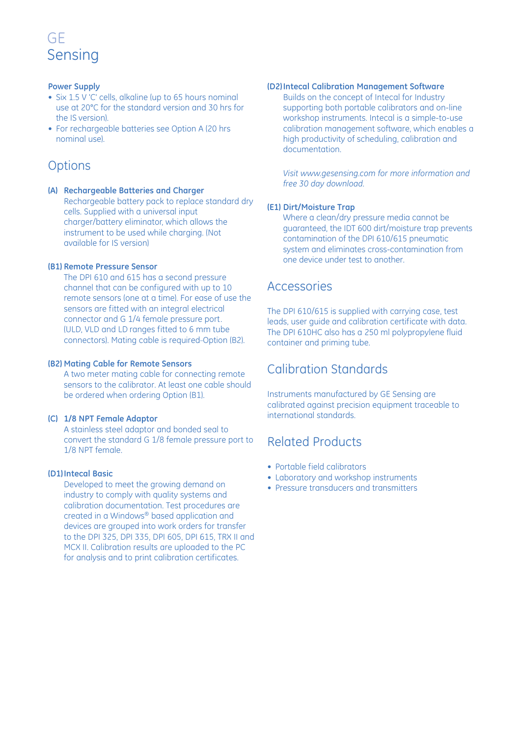GE
Sensing

### Power Supply

- Six 1.5 V 'C' cells, alkaline (up to 65 hours nominal use at 20°C for the standard version and 30 hrs for the IS version).
- For rechargeable batteries see Option A (20 hrs nominal use).

## Options

### (A) Rechargeable Batteries and Charger

Rechargeable battery pack to replace standard dry cells. Supplied with a universal input charger/battery eliminator, which allows the instrument to be used while charging. (Not available for IS version)

### (B1) Remote Pressure Sensor

The DPI 610 and 615 has a second pressure channel that can be configured with up to 10 remote sensors (one at a time). For ease of use the sensors are fitted with an integral electrical connector and G 1/4 female pressure port. (ULD, VLD and LD ranges fitted to 6 mm tube connectors). Mating cable is required-Option (B2).

### (B2) Mating Cable for Remote Sensors

A two meter mating cable for connecting remote sensors to the calibrator. At least one cable should be ordered when ordering Option (B1).

### (C) 1/8 NPT Female Adaptor

A stainless steel adaptor and bonded seal to convert the standard G 1/8 female pressure port to 1/8 NPT female.

### (D1) Intecal Basic

Developed to meet the growing demand on industry to comply with quality systems and calibration documentation. Test procedures are created in a Windows® based application and devices are grouped into work orders for transfer to the DPI 325, DPI 335, DPI 605, DPI 615, TRX II and MCX II. Calibration results are uploaded to the PC for analysis and to print calibration certificates.

### (D2) Intecal Calibration Management Software

Builds on the concept of Intecal for Industry supporting both portable calibrators and on-line workshop instruments. Intecal is a simple-to-use calibration management software, which enables a high productivity of scheduling, calibration and documentation.

*Visit www.gesensing.com for more information and free 30 day download.*

### (E1) Dirt/Moisture Trap

Where a clean/dry pressure media cannot be guaranteed, the IDT 600 dirt/moisture trap prevents contamination of the DPI 610/615 pneumatic system and eliminates cross-contamination from one device under test to another.

## Accessories

The DPI 610/615 is supplied with carrying case, test leads, user guide and calibration certificate with data. The DPI 610HC also has a 250 ml polypropylene fluid container and priming tube.

## Calibration Standards

Instruments manufactured by GE Sensing are calibrated against precision equipment traceable to international standards.

## Related Products

- Portable field calibrators
- Laboratory and workshop instruments
- Pressure transducers and transmitters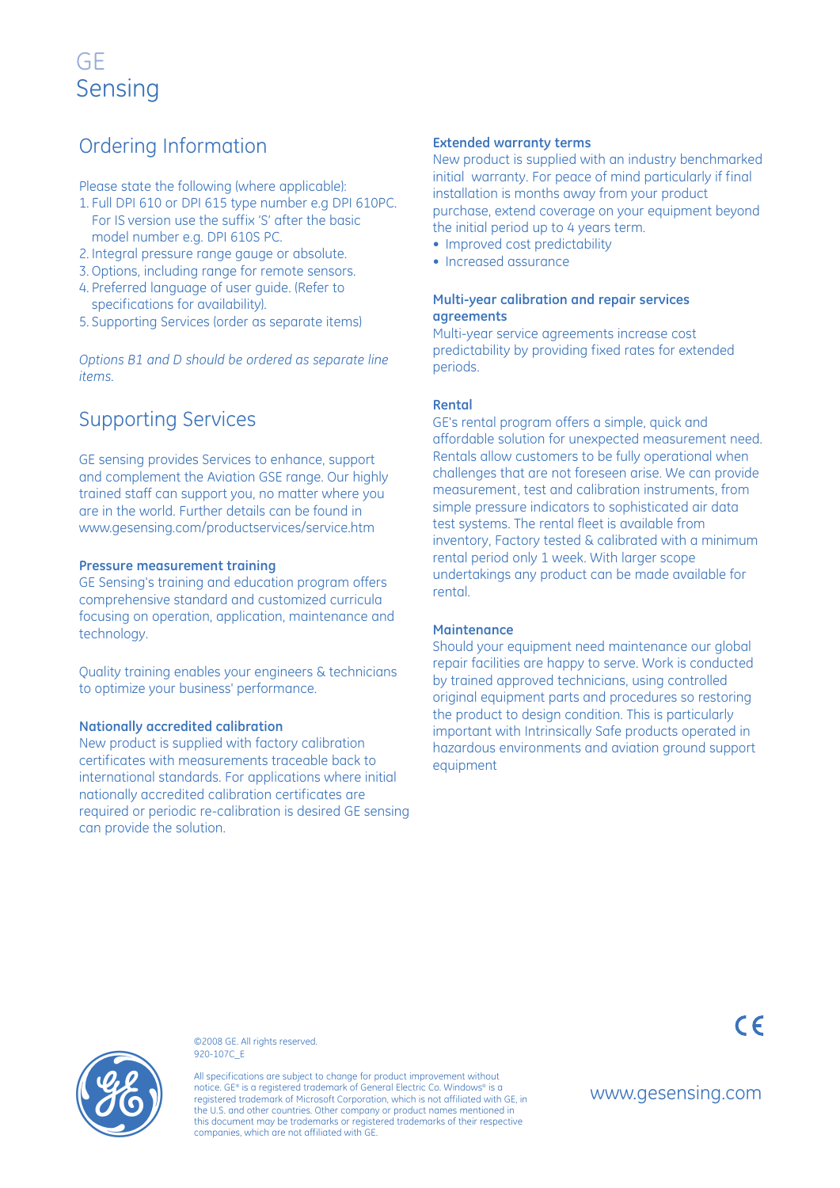GE
Sensing

## Ordering Information

Please state the following (where applicable):

1. Full DPI 610 or DPI 615 type number e.g DPI 610PC. For IS version use the suffix 'S' after the basic model number e.g. DPI 610S PC.
2. Integral pressure range gauge or absolute.
3. Options, including range for remote sensors.
4. Preferred language of user guide. (Refer to specifications for availability).
5. Supporting Services (order as separate items)

*Options B1 and D should be ordered as separate line items.*

## Supporting Services

GE sensing provides Services to enhance, support and complement the Aviation GSE range. Our highly trained staff can support you, no matter where you are in the world. Further details can be found in www.gesensing.com/productservices/service.htm

### Pressure measurement training

GE Sensing's training and education program offers comprehensive standard and customized curricula focusing on operation, application, maintenance and technology.

Quality training enables your engineers & technicians to optimize your business' performance.

### Nationally accredited calibration

New product is supplied with factory calibration certificates with measurements traceable back to international standards. For applications where initial nationally accredited calibration certificates are required or periodic re-calibration is desired GE sensing can provide the solution.

### Extended warranty terms

New product is supplied with an industry benchmarked initial warranty. For peace of mind particularly if final installation is months away from your product purchase, extend coverage on your equipment beyond the initial period up to 4 years term.

- Improved cost predictability
- Increased assurance

### Multi-year calibration and repair services agreements

Multi-year service agreements increase cost predictability by providing fixed rates for extended periods.

### Rental

GE's rental program offers a simple, quick and affordable solution for unexpected measurement need. Rentals allow customers to be fully operational when challenges that are not foreseen arise. We can provide measurement, test and calibration instruments, from simple pressure indicators to sophisticated air data test systems. The rental fleet is available from inventory, Factory tested & calibrated with a minimum rental period only 1 week. With larger scope undertakings any product can be made available for rental.

### Maintenance

Should your equipment need maintenance our global repair facilities are happy to serve. Work is conducted by trained approved technicians, using controlled original equipment parts and procedures so restoring the product to design condition. This is particularly important with Intrinsically Safe products operated in hazardous environments and aviation ground support equipment

©2008 GE. All rights reserved.
920-107C_E

All specifications are subject to change for product improvement without notice. GE® is a registered trademark of General Electric Co. Windows® is a registered trademark of Microsoft Corporation, which is not affiliated with GE, in the U.S. and other countries. Other company or product names mentioned in this document may be trademarks or registered trademarks of their respective companies, which are not affiliated with GE.

CE

www.gesensing.com